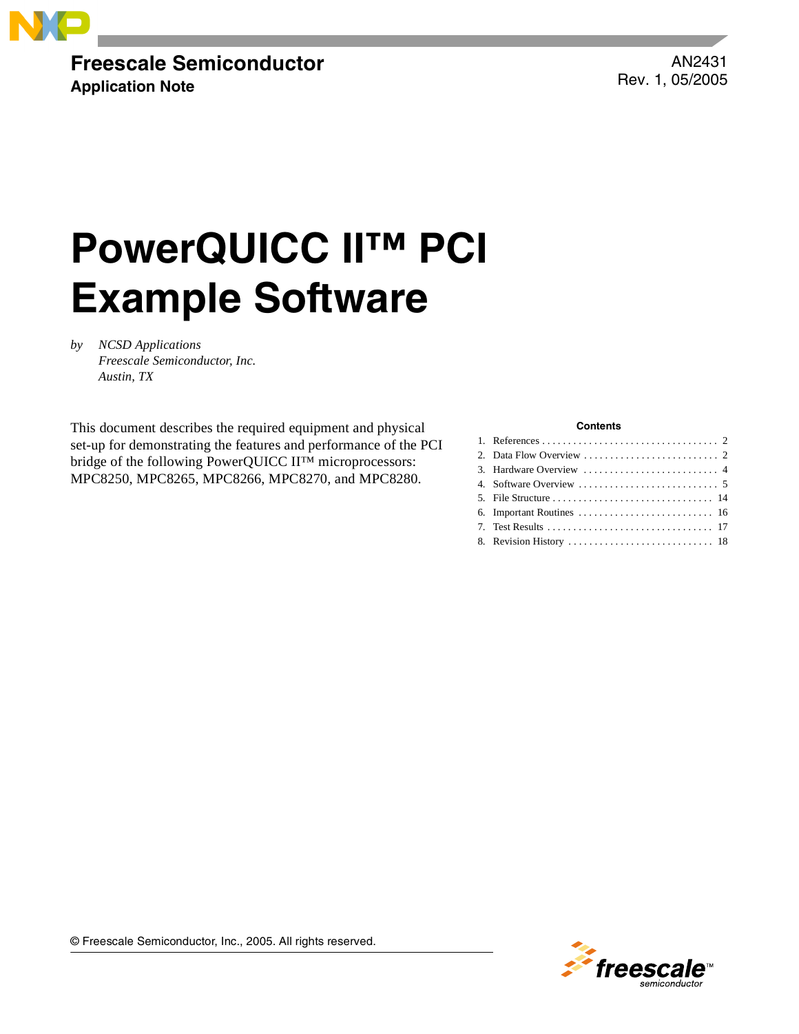**Freescale Semiconductor**
**Application Note**

AN2431
Rev. 1, 05/2005

# PowerQUICC II™ PCI Example Software

*by NCSD Applications*
*Freescale Semiconductor, Inc.*
*Austin, TX*

This document describes the required equipment and physical set-up for demonstrating the features and performance of the PCI bridge of the following PowerQUICC II™ microprocessors: MPC8250, MPC8265, MPC8266, MPC8270, and MPC8280.

**Contents**

1. References ..... 2
2. Data Flow Overview ..... 2
3. Hardware Overview ..... 4
4. Software Overview ..... 5
5. File Structure ..... 14
6. Important Routines ..... 16
7. Test Results ..... 17
8. Revision History ..... 18

© Freescale Semiconductor, Inc., 2005. All rights reserved.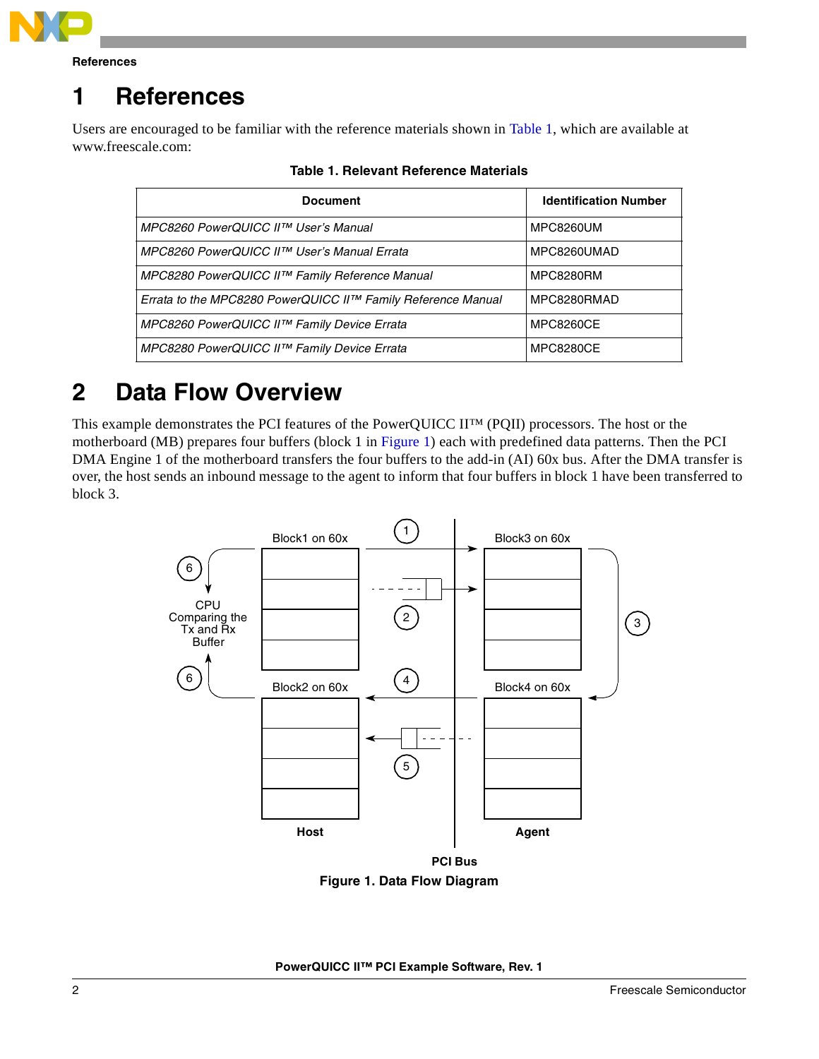# 1 References

Users are encouraged to be familiar with the reference materials shown in Table 1, which are available at www.freescale.com:

**Table 1. Relevant Reference Materials**

| Document | Identification Number |
|---|---|
| *MPC8260 PowerQUICC II™ User's Manual* | MPC8260UM |
| *MPC8260 PowerQUICC II™ User's Manual Errata* | MPC8260UMAD |
| *MPC8280 PowerQUICC II™ Family Reference Manual* | MPC8280RM |
| *Errata to the MPC8280 PowerQUICC II™ Family Reference Manual* | MPC8280RMAD |
| *MPC8260 PowerQUICC II™ Family Device Errata* | MPC8260CE |
| *MPC8280 PowerQUICC II™ Family Device Errata* | MPC8280CE |

# 2 Data Flow Overview

This example demonstrates the PCI features of the PowerQUICC II™ (PQII) processors. The host or the motherboard (MB) prepares four buffers (block 1 in Figure 1) each with predefined data patterns. Then the PCI DMA Engine 1 of the motherboard transfers the four buffers to the add-in (AI) 60x bus. After the DMA transfer is over, the host sends an inbound message to the agent to inform that four buffers in block 1 have been transferred to block 3.

**Figure 1. Data Flow Diagram**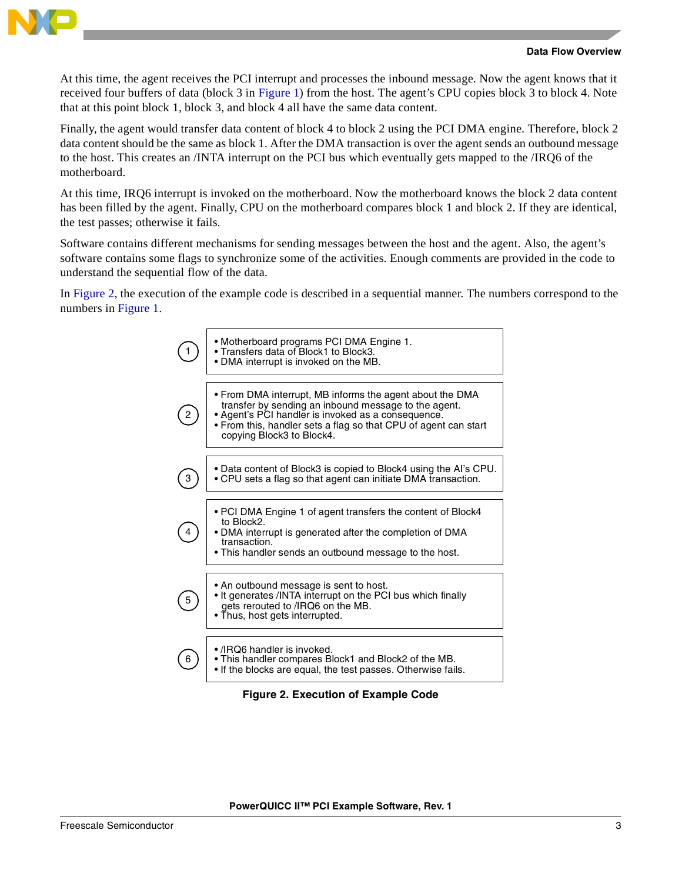At this time, the agent receives the PCI interrupt and processes the inbound message. Now the agent knows that it received four buffers of data (block 3 in Figure 1) from the host. The agent's CPU copies block 3 to block 4. Note that at this point block 1, block 3, and block 4 all have the same data content.

Finally, the agent would transfer data content of block 4 to block 2 using the PCI DMA engine. Therefore, block 2 data content should be the same as block 1. After the DMA transaction is over the agent sends an outbound message to the host. This creates an /INTA interrupt on the PCI bus which eventually gets mapped to the /IRQ6 of the motherboard.

At this time, IRQ6 interrupt is invoked on the motherboard. Now the motherboard knows the block 2 data content has been filled by the agent. Finally, CPU on the motherboard compares block 1 and block 2. If they are identical, the test passes; otherwise it fails.

Software contains different mechanisms for sending messages between the host and the agent. Also, the agent's software contains some flags to synchronize some of the activities. Enough comments are provided in the code to understand the sequential flow of the data.

In Figure 2, the execution of the example code is described in a sequential manner. The numbers correspond to the numbers in Figure 1.

| Step | Description |
|---|---|
| 1 | • Motherboard programs PCI DMA Engine 1.<br>• Transfers data of Block1 to Block3.<br>• DMA interrupt is invoked on the MB. |
| 2 | • From DMA interrupt, MB informs the agent about the DMA transfer by sending an inbound message to the agent.<br>• Agent's PCI handler is invoked as a consequence.<br>• From this, handler sets a flag so that CPU of agent can start copying Block3 to Block4. |
| 3 | • Data content of Block3 is copied to Block4 using the AI's CPU.<br>• CPU sets a flag so that agent can initiate DMA transaction. |
| 4 | • PCI DMA Engine 1 of agent transfers the content of Block4 to Block2.<br>• DMA interrupt is generated after the completion of DMA transaction.<br>• This handler sends an outbound message to the host. |
| 5 | • An outbound message is sent to host.<br>• It generates /INTA interrupt on the PCI bus which finally gets rerouted to /IRQ6 on the MB.<br>• Thus, host gets interrupted. |
| 6 | • /IRQ6 handler is invoked.<br>• This handler compares Block1 and Block2 of the MB.<br>• If the blocks are equal, the test passes. Otherwise fails. |

**Figure 2. Execution of Example Code**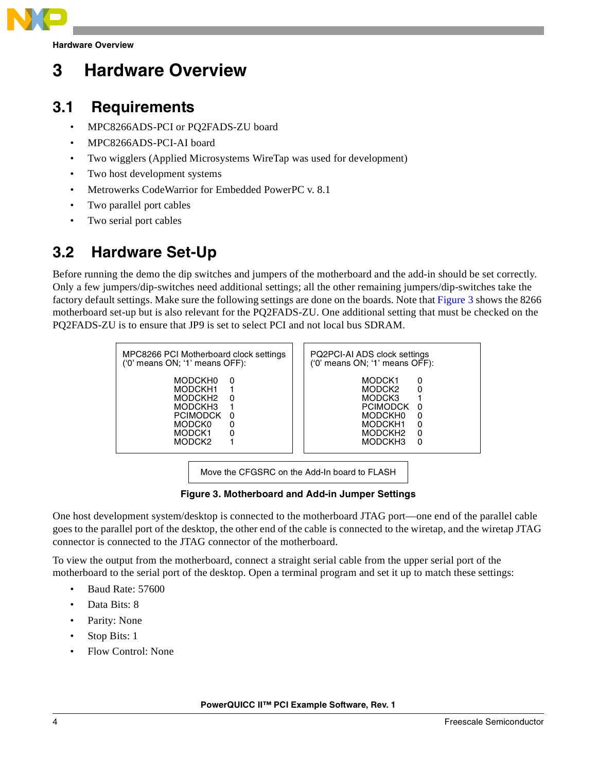# 3 Hardware Overview

## 3.1 Requirements

- MPC8266ADS-PCI or PQ2FADS-ZU board
- MPC8266ADS-PCI-AI board
- Two wigglers (Applied Microsystems WireTap was used for development)
- Two host development systems
- Metrowerks CodeWarrior for Embedded PowerPC v. 8.1
- Two parallel port cables
- Two serial port cables

## 3.2 Hardware Set-Up

Before running the demo the dip switches and jumpers of the motherboard and the add-in should be set correctly. Only a few jumpers/dip-switches need additional settings; all the other remaining jumpers/dip-switches take the factory default settings. Make sure the following settings are done on the boards. Note that Figure 3 shows the 8266 motherboard set-up but is also relevant for the PQ2FADS-ZU. One additional setting that must be checked on the PQ2FADS-ZU is to ensure that JP9 is set to select PCI and not local bus SDRAM.

MPC8266 PCI Motherboard clock settings ('0' means ON; '1' means OFF):

| | |
|---|---|
| MODCKH0 | 0 |
| MODCKH1 | 1 |
| MODCKH2 | 0 |
| MODCKH3 | 1 |
| PCIMODCK | 0 |
| MODCK0 | 0 |
| MODCK1 | 0 |
| MODCK2 | 1 |

PQ2PCI-AI ADS clock settings ('0' means ON; '1' means OFF):

| | |
|---|---|
| MODCK1 | 0 |
| MODCK2 | 0 |
| MODCK3 | 1 |
| PCIMODCK | 0 |
| MODCKH0 | 0 |
| MODCKH1 | 0 |
| MODCKH2 | 0 |
| MODCKH3 | 0 |

Move the CFGSRC on the Add-In board to FLASH

**Figure 3. Motherboard and Add-in Jumper Settings**

One host development system/desktop is connected to the motherboard JTAG port—one end of the parallel cable goes to the parallel port of the desktop, the other end of the cable is connected to the wiretap, and the wiretap JTAG connector is connected to the JTAG connector of the motherboard.

To view the output from the motherboard, connect a straight serial cable from the upper serial port of the motherboard to the serial port of the desktop. Open a terminal program and set it up to match these settings:

- Baud Rate: 57600
- Data Bits: 8
- Parity: None
- Stop Bits: 1
- Flow Control: None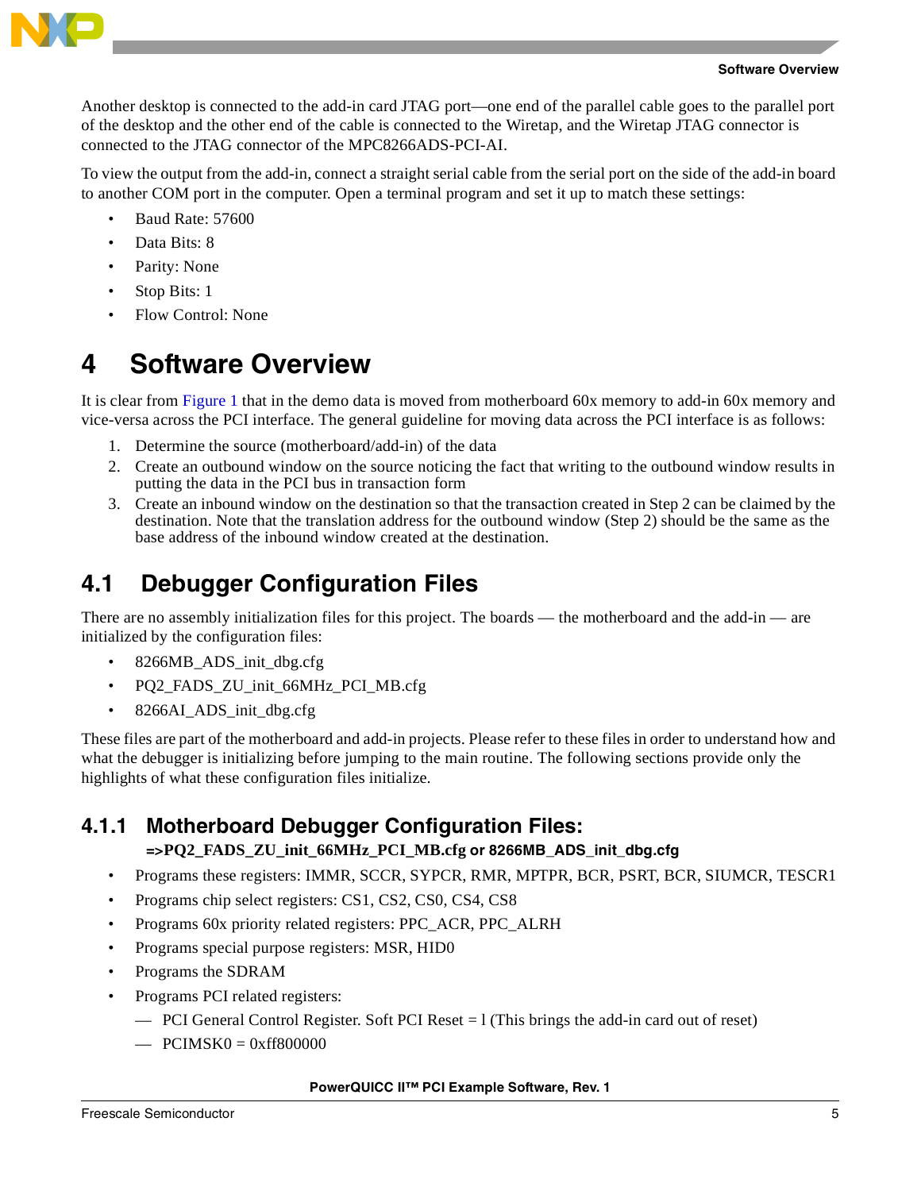Another desktop is connected to the add-in card JTAG port—one end of the parallel cable goes to the parallel port of the desktop and the other end of the cable is connected to the Wiretap, and the Wiretap JTAG connector is connected to the JTAG connector of the MPC8266ADS-PCI-AI.

To view the output from the add-in, connect a straight serial cable from the serial port on the side of the add-in board to another COM port in the computer. Open a terminal program and set it up to match these settings:

- Baud Rate: 57600
- Data Bits: 8
- Parity: None
- Stop Bits: 1
- Flow Control: None

# 4 Software Overview

It is clear from Figure 1 that in the demo data is moved from motherboard 60x memory to add-in 60x memory and vice-versa across the PCI interface. The general guideline for moving data across the PCI interface is as follows:

1. Determine the source (motherboard/add-in) of the data
2. Create an outbound window on the source noticing the fact that writing to the outbound window results in putting the data in the PCI bus in transaction form
3. Create an inbound window on the destination so that the transaction created in Step 2 can be claimed by the destination. Note that the translation address for the outbound window (Step 2) should be the same as the base address of the inbound window created at the destination.

## 4.1 Debugger Configuration Files

There are no assembly initialization files for this project. The boards — the motherboard and the add-in — are initialized by the configuration files:

- 8266MB_ADS_init_dbg.cfg
- PQ2_FADS_ZU_init_66MHz_PCI_MB.cfg
- 8266AI_ADS_init_dbg.cfg

These files are part of the motherboard and add-in projects. Please refer to these files in order to understand how and what the debugger is initializing before jumping to the main routine. The following sections provide only the highlights of what these configuration files initialize.

### 4.1.1 Motherboard Debugger Configuration Files: =>PQ2_FADS_ZU_init_66MHz_PCI_MB.cfg or 8266MB_ADS_init_dbg.cfg

- Programs these registers: IMMR, SCCR, SYPCR, RMR, MPTPR, BCR, PSRT, BCR, SIUMCR, TESCR1
- Programs chip select registers: CS1, CS2, CS0, CS4, CS8
- Programs 60x priority related registers: PPC_ACR, PPC_ALRH
- Programs special purpose registers: MSR, HID0
- Programs the SDRAM
- Programs PCI related registers:
  - PCI General Control Register. Soft PCI Reset = l (This brings the add-in card out of reset)
  - PCIMSK0 = 0xff800000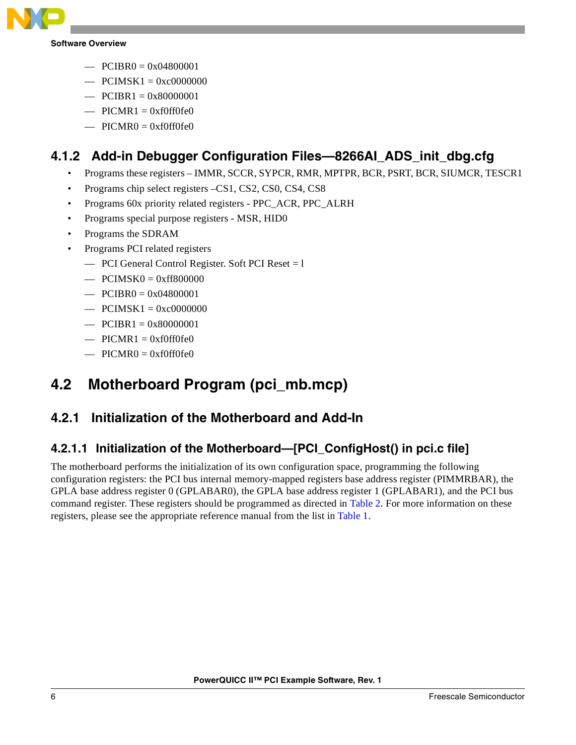- PCIBR0 = 0x04800001
- PCIMSK1 = 0xc0000000
- PCIBR1 = 0x80000001
- PICMR1 = 0xf0ff0fe0
- PICMR0 = 0xf0ff0fe0

### 4.1.2 Add-in Debugger Configuration Files—8266AI_ADS_init_dbg.cfg

- Programs these registers – IMMR, SCCR, SYPCR, RMR, MPTPR, BCR, PSRT, BCR, SIUMCR, TESCR1
- Programs chip select registers –CS1, CS2, CS0, CS4, CS8
- Programs 60x priority related registers - PPC_ACR, PPC_ALRH
- Programs special purpose registers - MSR, HID0
- Programs the SDRAM
- Programs PCI related registers
  - PCI General Control Register. Soft PCI Reset = l
  - PCIMSK0 = 0xff800000
  - PCIBR0 = 0x04800001
  - PCIMSK1 = 0xc0000000
  - PCIBR1 = 0x80000001
  - PICMR1 = 0xf0ff0fe0
  - PICMR0 = 0xf0ff0fe0

## 4.2 Motherboard Program (pci_mb.mcp)

### 4.2.1 Initialization of the Motherboard and Add-In

#### 4.2.1.1 Initialization of the Motherboard—[PCI_ConfigHost() in pci.c file]

The motherboard performs the initialization of its own configuration space, programming the following configuration registers: the PCI bus internal memory-mapped registers base address register (PIMMRBAR), the GPLA base address register 0 (GPLABAR0), the GPLA base address register 1 (GPLABAR1), and the PCI bus command register. These registers should be programmed as directed in Table 2. For more information on these registers, please see the appropriate reference manual from the list in Table 1.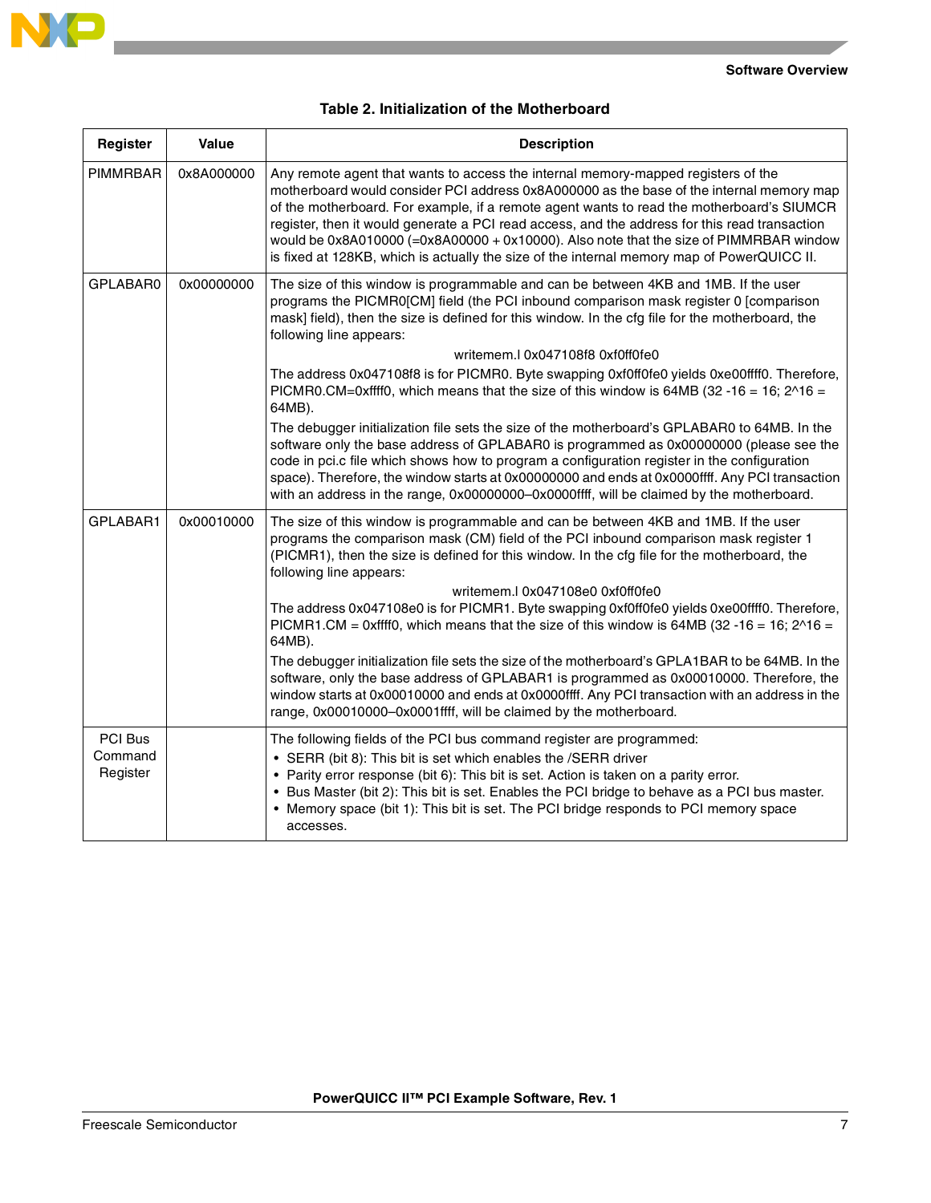**Table 2. Initialization of the Motherboard**

| Register | Value | Description |
| --- | --- | --- |
| PIMMRBAR | 0x8A000000 | Any remote agent that wants to access the internal memory-mapped registers of the motherboard would consider PCI address 0x8A000000 as the base of the internal memory map of the motherboard. For example, if a remote agent wants to read the motherboard's SIUMCR register, then it would generate a PCI read access, and the address for this read transaction would be 0x8A010000 (=0x8A00000 + 0x10000). Also note that the size of PIMMRBAR window is fixed at 128KB, which is actually the size of the internal memory map of PowerQUICC II. |
| GPLABAR0 | 0x00000000 | The size of this window is programmable and can be between 4KB and 1MB. If the user programs the PICMR0[CM] field (the PCI inbound comparison mask register 0 [comparison mask] field), then the size is defined for this window. In the cfg file for the motherboard, the following line appears: <br> writemem.l 0x047108f8 0xf0ff0fe0 <br> The address 0x047108f8 is for PICMR0. Byte swapping 0xf0ff0fe0 yields 0xe00ffff0. Therefore, PICMR0.CM=0xffff0, which means that the size of this window is 64MB (32 -16 = 16; 2^16 = 64MB). <br> The debugger initialization file sets the size of the motherboard's GPLABAR0 to 64MB. In the software only the base address of GPLABAR0 is programmed as 0x00000000 (please see the code in pci.c file which shows how to program a configuration register in the configuration space). Therefore, the window starts at 0x00000000 and ends at 0x0000ffff. Any PCI transaction with an address in the range, 0x00000000–0x0000ffff, will be claimed by the motherboard. |
| GPLABAR1 | 0x00010000 | The size of this window is programmable and can be between 4KB and 1MB. If the user programs the comparison mask (CM) field of the PCI inbound comparison mask register 1 (PICMR1), then the size is defined for this window. In the cfg file for the motherboard, the following line appears: <br> writemem.l 0x047108e0 0xf0ff0fe0 <br> The address 0x047108e0 is for PICMR1. Byte swapping 0xf0ff0fe0 yields 0xe00ffff0. Therefore, PICMR1.CM = 0xffff0, which means that the size of this window is 64MB (32 -16 = 16; 2^16 = 64MB). <br> The debugger initialization file sets the size of the motherboard's GPLA1BAR to be 64MB. In the software, only the base address of GPLABAR1 is programmed as 0x00010000. Therefore, the window starts at 0x00010000 and ends at 0x0000ffff. Any PCI transaction with an address in the range, 0x00010000–0x0001ffff, will be claimed by the motherboard. |
| PCI Bus Command Register | | The following fields of the PCI bus command register are programmed: <br> • SERR (bit 8): This bit is set which enables the /SERR driver <br> • Parity error response (bit 6): This bit is set. Action is taken on a parity error. <br> • Bus Master (bit 2): This bit is set. Enables the PCI bridge to behave as a PCI bus master. <br> • Memory space (bit 1): This bit is set. The PCI bridge responds to PCI memory space accesses. |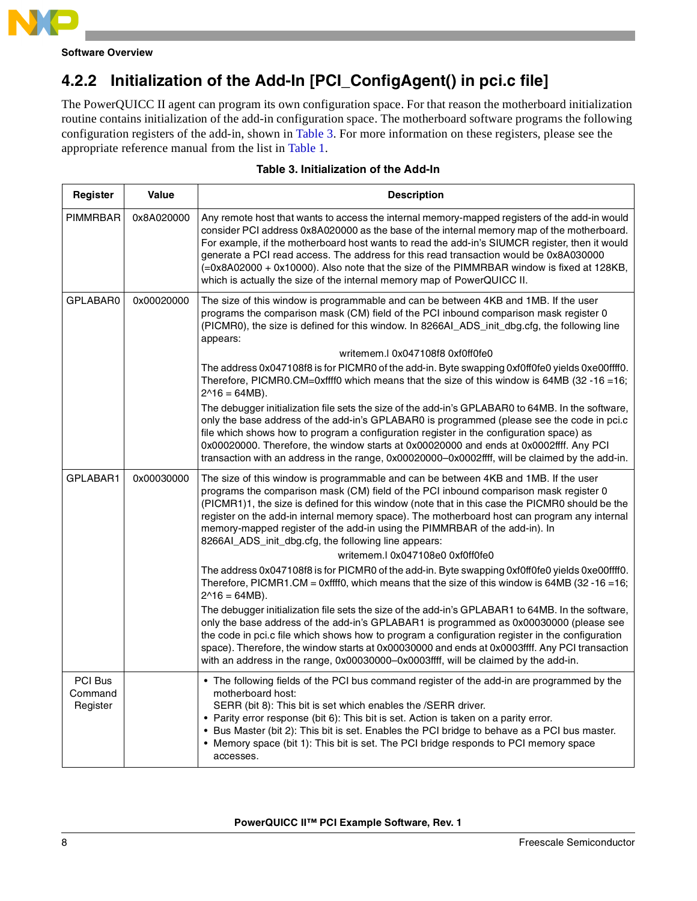## 4.2.2 Initialization of the Add-In [PCI_ConfigAgent() in pci.c file]

The PowerQUICC II agent can program its own configuration space. For that reason the motherboard initialization routine contains initialization of the add-in configuration space. The motherboard software programs the following configuration registers of the add-in, shown in Table 3. For more information on these registers, please see the appropriate reference manual from the list in Table 1.

**Table 3. Initialization of the Add-In**

| Register | Value | Description |
|---|---|---|
| PIMMRBAR | 0x8A020000 | Any remote host that wants to access the internal memory-mapped registers of the add-in would consider PCI address 0x8A020000 as the base of the internal memory map of the motherboard. For example, if the motherboard host wants to read the add-in's SIUMCR register, then it would generate a PCI read access. The address for this read transaction would be 0x8A030000 (=0x8A02000 + 0x10000). Also note that the size of the PIMMRBAR window is fixed at 128KB, which is actually the size of the internal memory map of PowerQUICC II. |
| GPLABAR0 | 0x00020000 | The size of this window is programmable and can be between 4KB and 1MB. If the user programs the comparison mask (CM) field of the PCI inbound comparison mask register 0 (PICMR0), the size is defined for this window. In 8266AI_ADS_init_dbg.cfg, the following line appears:<br>writemem.l 0x047108f8 0xf0ff0fe0<br>The address 0x047108f8 is for PICMR0 of the add-in. Byte swapping 0xf0ff0fe0 yields 0xe00ffff0. Therefore, PICMR0.CM=0xffff0 which means that the size of this window is 64MB (32 -16 =16; 2^16 = 64MB).<br>The debugger initialization file sets the size of the add-in's GPLABAR0 to 64MB. In the software, only the base address of the add-in's GPLABAR0 is programmed (please see the code in pci.c file which shows how to program a configuration register in the configuration space) as 0x00020000. Therefore, the window starts at 0x00020000 and ends at 0x0002ffff. Any PCI transaction with an address in the range, 0x00020000–0x0002ffff, will be claimed by the add-in. |
| GPLABAR1 | 0x00030000 | The size of this window is programmable and can be between 4KB and 1MB. If the user programs the comparison mask (CM) field of the PCI inbound comparison mask register 0 (PICMR1)1, the size is defined for this window (note that in this case the PICMR0 should be the register on the add-in internal memory space). The motherboard host can program any internal memory-mapped register of the add-in using the PIMMRBAR of the add-in). In 8266AI_ADS_init_dbg.cfg, the following line appears:<br>writemem.l 0x047108e0 0xf0ff0fe0<br>The address 0x047108f8 is for PICMR0 of the add-in. Byte swapping 0xf0ff0fe0 yields 0xe00ffff0. Therefore, PICMR1.CM = 0xffff0, which means that the size of this window is 64MB (32 -16 =16; 2^16 = 64MB).<br>The debugger initialization file sets the size of the add-in's GPLABAR1 to 64MB. In the software, only the base address of the add-in's GPLABAR1 is programmed as 0x00030000 (please see the code in pci.c file which shows how to program a configuration register in the configuration space). Therefore, the window starts at 0x00030000 and ends at 0x0003ffff. Any PCI transaction with an address in the range, 0x00030000–0x0003ffff, will be claimed by the add-in. |
| PCI Bus Command Register | | • The following fields of the PCI bus command register of the add-in are programmed by the motherboard host:<br>SERR (bit 8): This bit is set which enables the /SERR driver.<br>• Parity error response (bit 6): This bit is set. Action is taken on a parity error.<br>• Bus Master (bit 2): This bit is set. Enables the PCI bridge to behave as a PCI bus master.<br>• Memory space (bit 1): This bit is set. The PCI bridge responds to PCI memory space accesses. |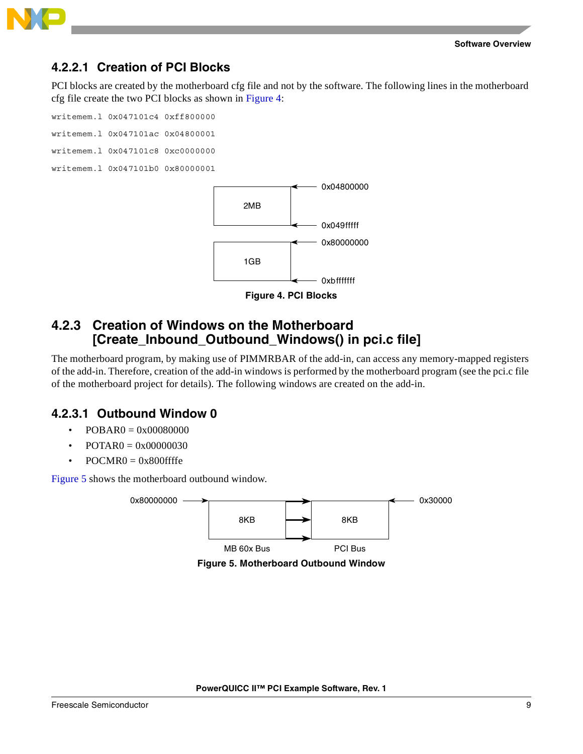#### 4.2.2.1 Creation of PCI Blocks

PCI blocks are created by the motherboard cfg file and not by the software. The following lines in the motherboard cfg file create the two PCI blocks as shown in Figure 4:

```
writemem.l 0x047101c4 0xff800000
writemem.l 0x047101ac 0x04800001
writemem.l 0x047101c8 0xc0000000
writemem.l 0x047101b0 0x80000001
```

2MB: 0x04800000 – 0x049fffff

1GB: 0x80000000 – 0xbfffffff

**Figure 4. PCI Blocks**

### 4.2.3 Creation of Windows on the Motherboard [Create_Inbound_Outbound_Windows() in pci.c file]

The motherboard program, by making use of PIMMRBAR of the add-in, can access any memory-mapped registers of the add-in. Therefore, creation of the add-in windows is performed by the motherboard program (see the pci.c file of the motherboard project for details). The following windows are created on the add-in.

#### 4.2.3.1 Outbound Window 0

- POBAR0 = 0x00080000
- POTAR0 = 0x00000030
- POCMR0 = 0x800ffffe

Figure 5 shows the motherboard outbound window.

MB 60x Bus: 8KB at 0x80000000 → PCI Bus: 8KB at 0x30000

**Figure 5. Motherboard Outbound Window**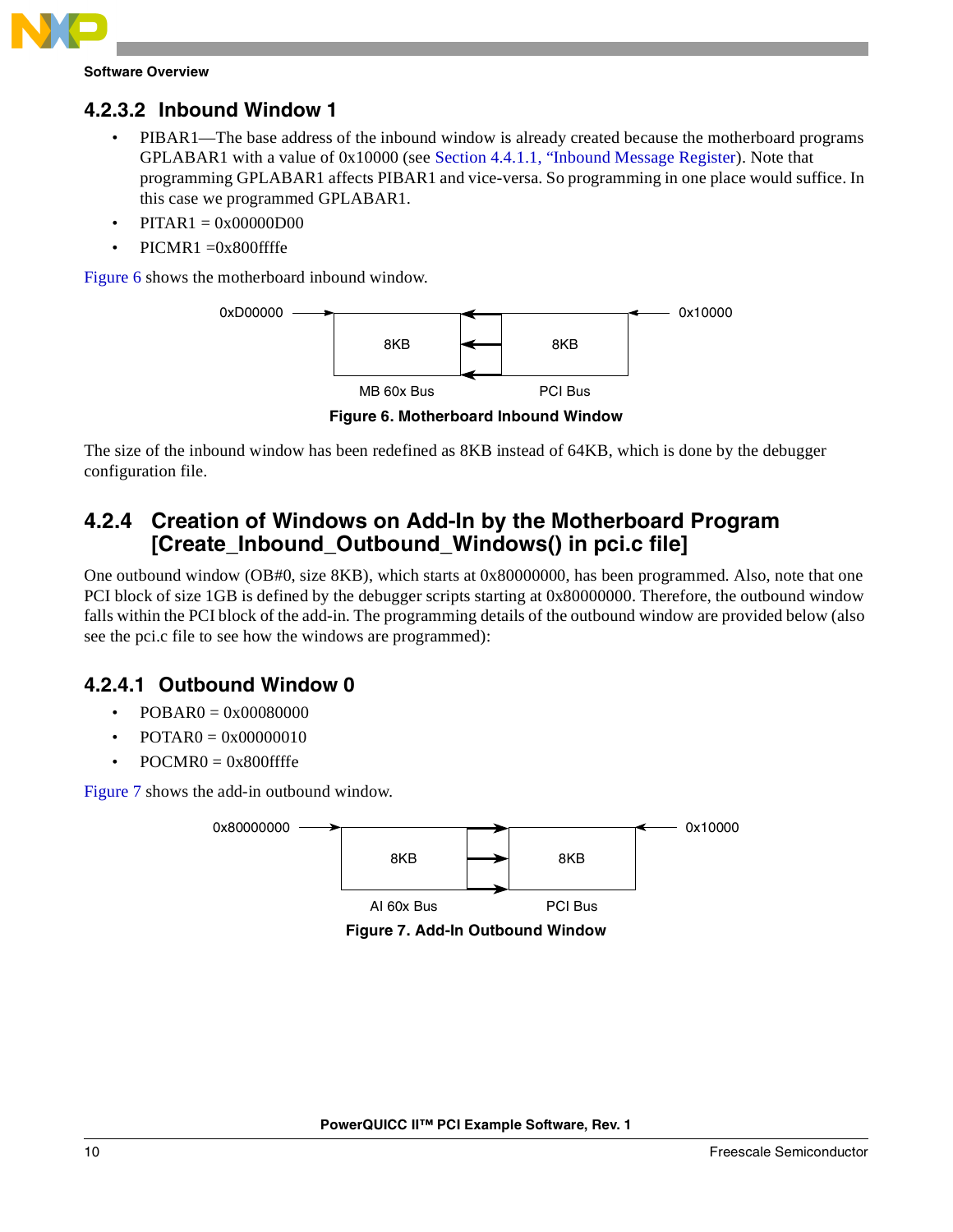### 4.2.3.2 Inbound Window 1

- PIBAR1—The base address of the inbound window is already created because the motherboard programs GPLABAR1 with a value of 0x10000 (see Section 4.4.1.1, "Inbound Message Register). Note that programming GPLABAR1 affects PIBAR1 and vice-versa. So programming in one place would suffice. In this case we programmed GPLABAR1.
- PITAR1 = 0x00000D00
- PICMR1 =0x800ffffe

Figure 6 shows the motherboard inbound window.

0xD00000 → 8KB ← 8KB ← 0x10000

MB 60x Bus    PCI Bus

**Figure 6. Motherboard Inbound Window**

The size of the inbound window has been redefined as 8KB instead of 64KB, which is done by the debugger configuration file.

## 4.2.4 Creation of Windows on Add-In by the Motherboard Program [Create_Inbound_Outbound_Windows() in pci.c file]

One outbound window (OB#0, size 8KB), which starts at 0x80000000, has been programmed. Also, note that one PCI block of size 1GB is defined by the debugger scripts starting at 0x80000000. Therefore, the outbound window falls within the PCI block of the add-in. The programming details of the outbound window are provided below (also see the pci.c file to see how the windows are programmed):

### 4.2.4.1 Outbound Window 0

- POBAR0 = 0x00080000
- POTAR0 = 0x00000010
- POCMR0 = 0x800ffffe

Figure 7 shows the add-in outbound window.

0x80000000 → 8KB → 8KB ← 0x10000

AI 60x Bus    PCI Bus

**Figure 7. Add-In Outbound Window**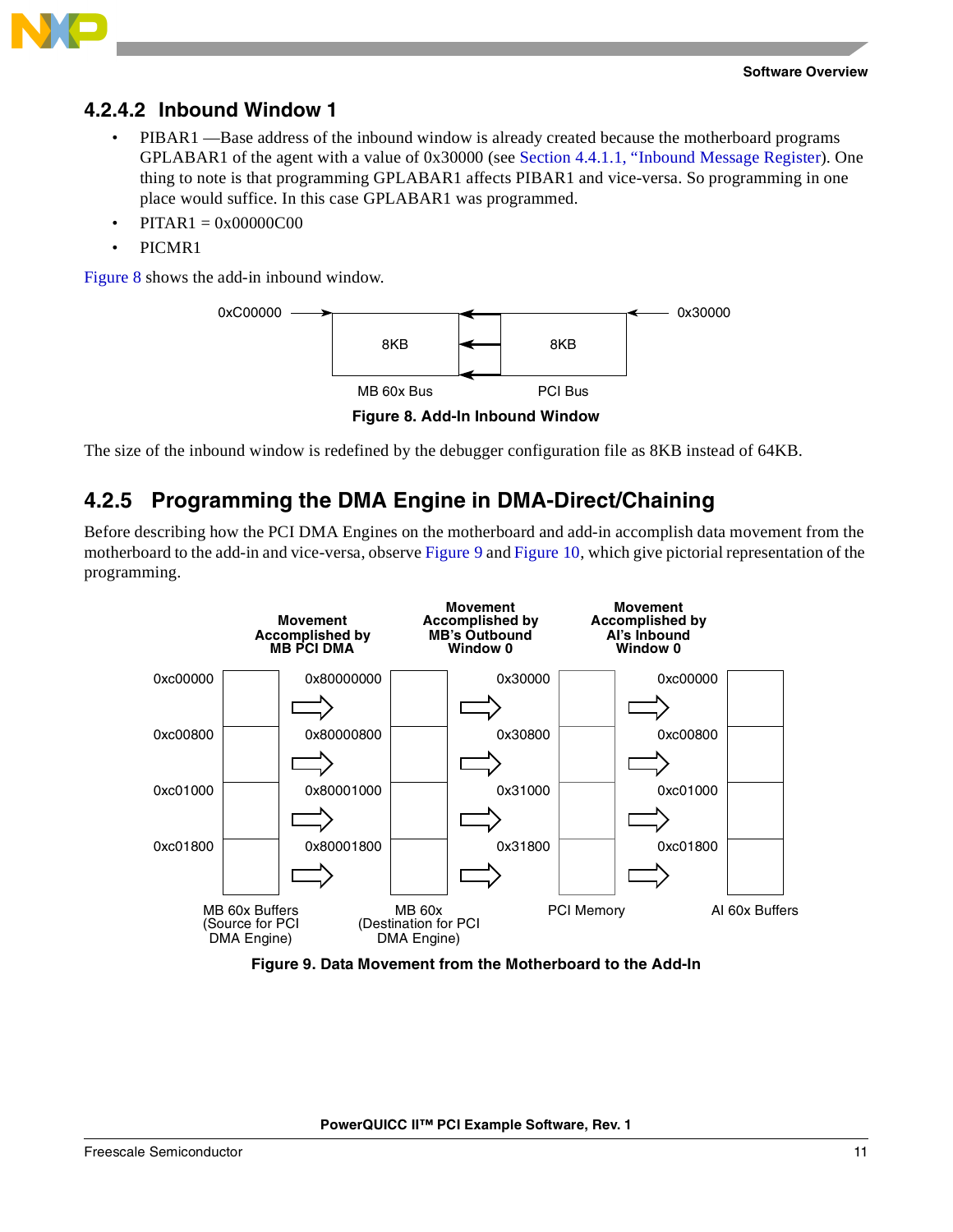### 4.2.4.2 Inbound Window 1

- PIBAR1 —Base address of the inbound window is already created because the motherboard programs GPLABAR1 of the agent with a value of 0x30000 (see Section 4.4.1.1, "Inbound Message Register). One thing to note is that programming GPLABAR1 affects PIBAR1 and vice-versa. So programming in one place would suffice. In this case GPLABAR1 was programmed.
- PITAR1 = 0x00000C00
- PICMR1

Figure 8 shows the add-in inbound window.

0xC00000 → 8KB (MB 60x Bus) ← 8KB (PCI Bus) ← 0x30000

Figure 8. Add-In Inbound Window

The size of the inbound window is redefined by the debugger configuration file as 8KB instead of 64KB.

## 4.2.5 Programming the DMA Engine in DMA-Direct/Chaining

Before describing how the PCI DMA Engines on the motherboard and add-in accomplish data movement from the motherboard to the add-in and vice-versa, observe Figure 9 and Figure 10, which give pictorial representation of the programming.

| MB 60x Buffers (Source for PCI DMA Engine) | Movement Accomplished by MB PCI DMA → MB 60x (Destination for PCI DMA Engine) | Movement Accomplished by MB's Outbound Window 0 → PCI Memory | Movement Accomplished by AI's Inbound Window 0 → AI 60x Buffers |
|---|---|---|---|
| 0xc00000 | 0x80000000 | 0x30000 | 0xc00000 |
| 0xc00800 | 0x80000800 | 0x30800 | 0xc00800 |
| 0xc01000 | 0x80001000 | 0x31000 | 0xc01000 |
| 0xc01800 | 0x80001800 | 0x31800 | 0xc01800 |

Figure 9. Data Movement from the Motherboard to the Add-In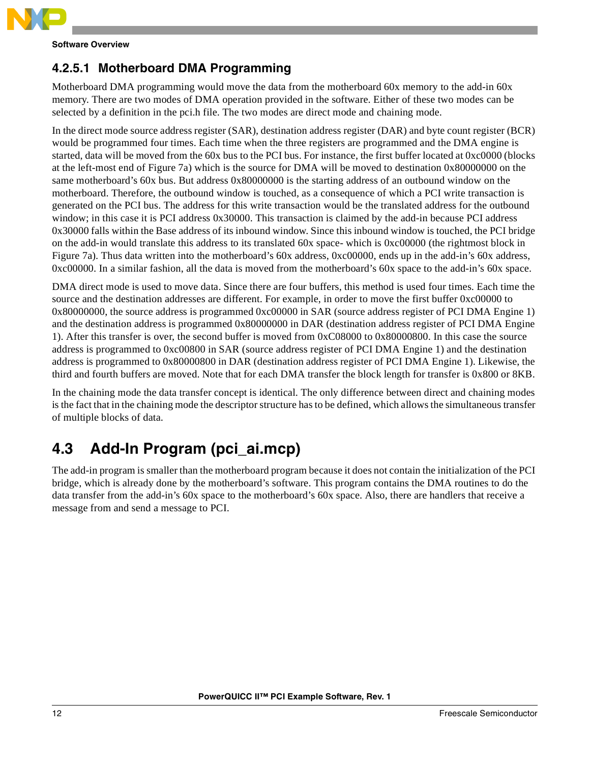### 4.2.5.1 Motherboard DMA Programming

Motherboard DMA programming would move the data from the motherboard 60x memory to the add-in 60x memory. There are two modes of DMA operation provided in the software. Either of these two modes can be selected by a definition in the pci.h file. The two modes are direct mode and chaining mode.

In the direct mode source address register (SAR), destination address register (DAR) and byte count register (BCR) would be programmed four times. Each time when the three registers are programmed and the DMA engine is started, data will be moved from the 60x bus to the PCI bus. For instance, the first buffer located at 0xc0000 (blocks at the left-most end of Figure 7a) which is the source for DMA will be moved to destination 0x80000000 on the same motherboard's 60x bus. But address 0x80000000 is the starting address of an outbound window on the motherboard. Therefore, the outbound window is touched, as a consequence of which a PCI write transaction is generated on the PCI bus. The address for this write transaction would be the translated address for the outbound window; in this case it is PCI address 0x30000. This transaction is claimed by the add-in because PCI address 0x30000 falls within the Base address of its inbound window. Since this inbound window is touched, the PCI bridge on the add-in would translate this address to its translated 60x space- which is 0xc00000 (the rightmost block in Figure 7a). Thus data written into the motherboard's 60x address, 0xc00000, ends up in the add-in's 60x address, 0xc00000. In a similar fashion, all the data is moved from the motherboard's 60x space to the add-in's 60x space.

DMA direct mode is used to move data. Since there are four buffers, this method is used four times. Each time the source and the destination addresses are different. For example, in order to move the first buffer 0xc00000 to 0x80000000, the source address is programmed 0xc00000 in SAR (source address register of PCI DMA Engine 1) and the destination address is programmed 0x80000000 in DAR (destination address register of PCI DMA Engine 1). After this transfer is over, the second buffer is moved from 0xC08000 to 0x80000800. In this case the source address is programmed to 0xc00800 in SAR (source address register of PCI DMA Engine 1) and the destination address is programmed to 0x80000800 in DAR (destination address register of PCI DMA Engine 1). Likewise, the third and fourth buffers are moved. Note that for each DMA transfer the block length for transfer is 0x800 or 8KB.

In the chaining mode the data transfer concept is identical. The only difference between direct and chaining modes is the fact that in the chaining mode the descriptor structure has to be defined, which allows the simultaneous transfer of multiple blocks of data.

## 4.3 Add-In Program (pci_ai.mcp)

The add-in program is smaller than the motherboard program because it does not contain the initialization of the PCI bridge, which is already done by the motherboard's software. This program contains the DMA routines to do the data transfer from the add-in's 60x space to the motherboard's 60x space. Also, there are handlers that receive a message from and send a message to PCI.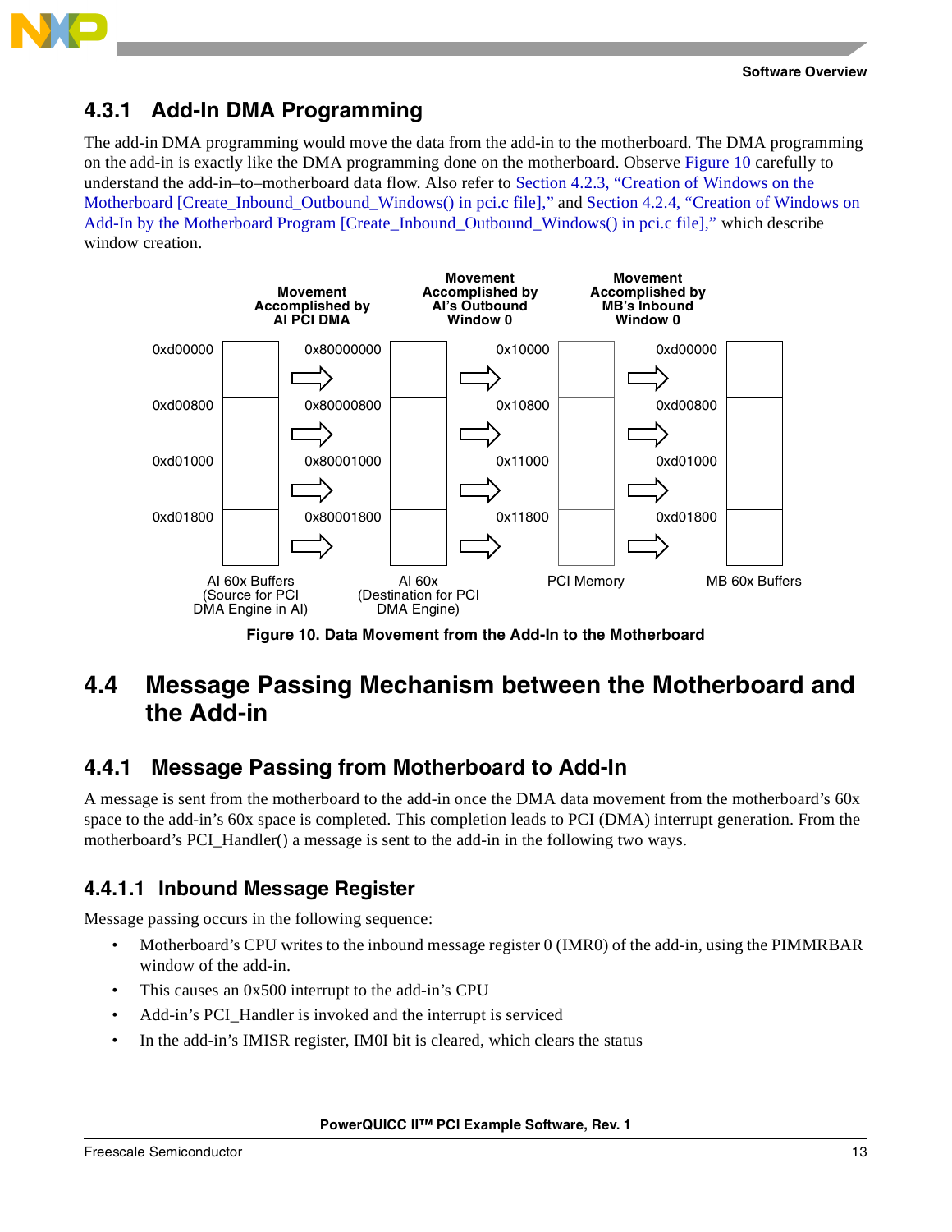### 4.3.1 Add-In DMA Programming

The add-in DMA programming would move the data from the add-in to the motherboard. The DMA programming on the add-in is exactly like the DMA programming done on the motherboard. Observe Figure 10 carefully to understand the add-in–to–motherboard data flow. Also refer to Section 4.2.3, "Creation of Windows on the Motherboard [Create_Inbound_Outbound_Windows() in pci.c file]," and Section 4.2.4, "Creation of Windows on Add-In by the Motherboard Program [Create_Inbound_Outbound_Windows() in pci.c file]," which describe window creation.

| AI 60x Buffers (Source for PCI DMA Engine in AI) | Movement Accomplished by AI PCI DMA → AI 60x (Destination for PCI DMA Engine) | Movement Accomplished by AI's Outbound Window 0 → PCI Memory | Movement Accomplished by MB's Inbound Window 0 → MB 60x Buffers |
|---|---|---|---|
| 0xd00000 | 0x80000000 | 0x10000 | 0xd00000 |
| 0xd00800 | 0x80000800 | 0x10800 | 0xd00800 |
| 0xd01000 | 0x80001000 | 0x11000 | 0xd01000 |
| 0xd01800 | 0x80001800 | 0x11800 | 0xd01800 |

**Figure 10. Data Movement from the Add-In to the Motherboard**

## 4.4 Message Passing Mechanism between the Motherboard and the Add-in

### 4.4.1 Message Passing from Motherboard to Add-In

A message is sent from the motherboard to the add-in once the DMA data movement from the motherboard's 60x space to the add-in's 60x space is completed. This completion leads to PCI (DMA) interrupt generation. From the motherboard's PCI_Handler() a message is sent to the add-in in the following two ways.

#### 4.4.1.1 Inbound Message Register

Message passing occurs in the following sequence:

- Motherboard's CPU writes to the inbound message register 0 (IMR0) of the add-in, using the PIMMRBAR window of the add-in.
- This causes an 0x500 interrupt to the add-in's CPU
- Add-in's PCI_Handler is invoked and the interrupt is serviced
- In the add-in's IMISR register, IM0I bit is cleared, which clears the status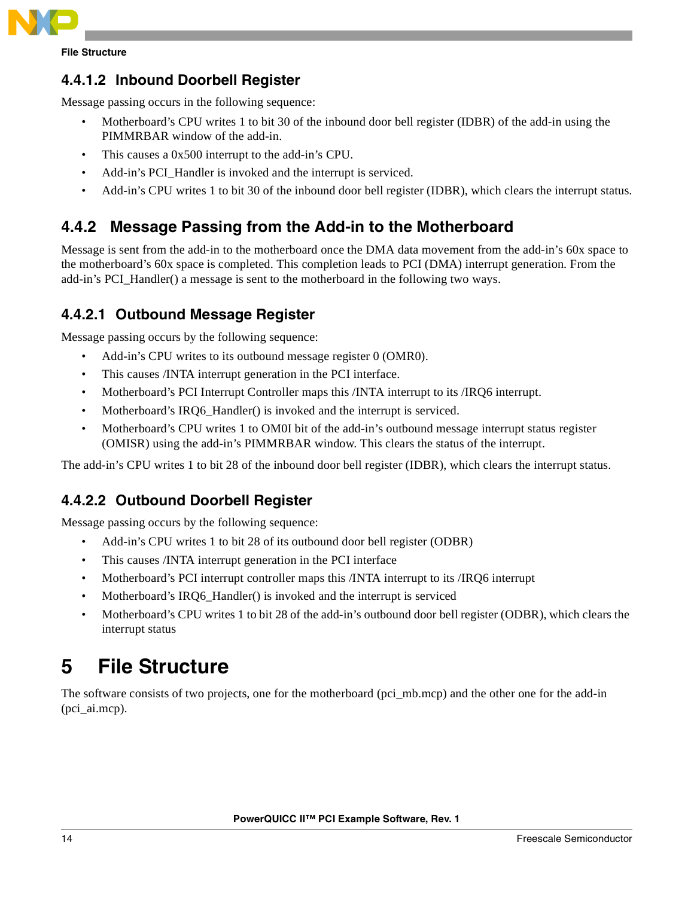#### 4.4.1.2 Inbound Doorbell Register

Message passing occurs in the following sequence:

- Motherboard's CPU writes 1 to bit 30 of the inbound door bell register (IDBR) of the add-in using the PIMMRBAR window of the add-in.
- This causes a 0x500 interrupt to the add-in's CPU.
- Add-in's PCI_Handler is invoked and the interrupt is serviced.
- Add-in's CPU writes 1 to bit 30 of the inbound door bell register (IDBR), which clears the interrupt status.

### 4.4.2 Message Passing from the Add-in to the Motherboard

Message is sent from the add-in to the motherboard once the DMA data movement from the add-in's 60x space to the motherboard's 60x space is completed. This completion leads to PCI (DMA) interrupt generation. From the add-in's PCI_Handler() a message is sent to the motherboard in the following two ways.

#### 4.4.2.1 Outbound Message Register

Message passing occurs by the following sequence:

- Add-in's CPU writes to its outbound message register 0 (OMR0).
- This causes /INTA interrupt generation in the PCI interface.
- Motherboard's PCI Interrupt Controller maps this /INTA interrupt to its /IRQ6 interrupt.
- Motherboard's IRQ6_Handler() is invoked and the interrupt is serviced.
- Motherboard's CPU writes 1 to OM0I bit of the add-in's outbound message interrupt status register (OMISR) using the add-in's PIMMRBAR window. This clears the status of the interrupt.

The add-in's CPU writes 1 to bit 28 of the inbound door bell register (IDBR), which clears the interrupt status.

#### 4.4.2.2 Outbound Doorbell Register

Message passing occurs by the following sequence:

- Add-in's CPU writes 1 to bit 28 of its outbound door bell register (ODBR)
- This causes /INTA interrupt generation in the PCI interface
- Motherboard's PCI interrupt controller maps this /INTA interrupt to its /IRQ6 interrupt
- Motherboard's IRQ6_Handler() is invoked and the interrupt is serviced
- Motherboard's CPU writes 1 to bit 28 of the add-in's outbound door bell register (ODBR), which clears the interrupt status

# 5 File Structure

The software consists of two projects, one for the motherboard (pci_mb.mcp) and the other one for the add-in (pci_ai.mcp).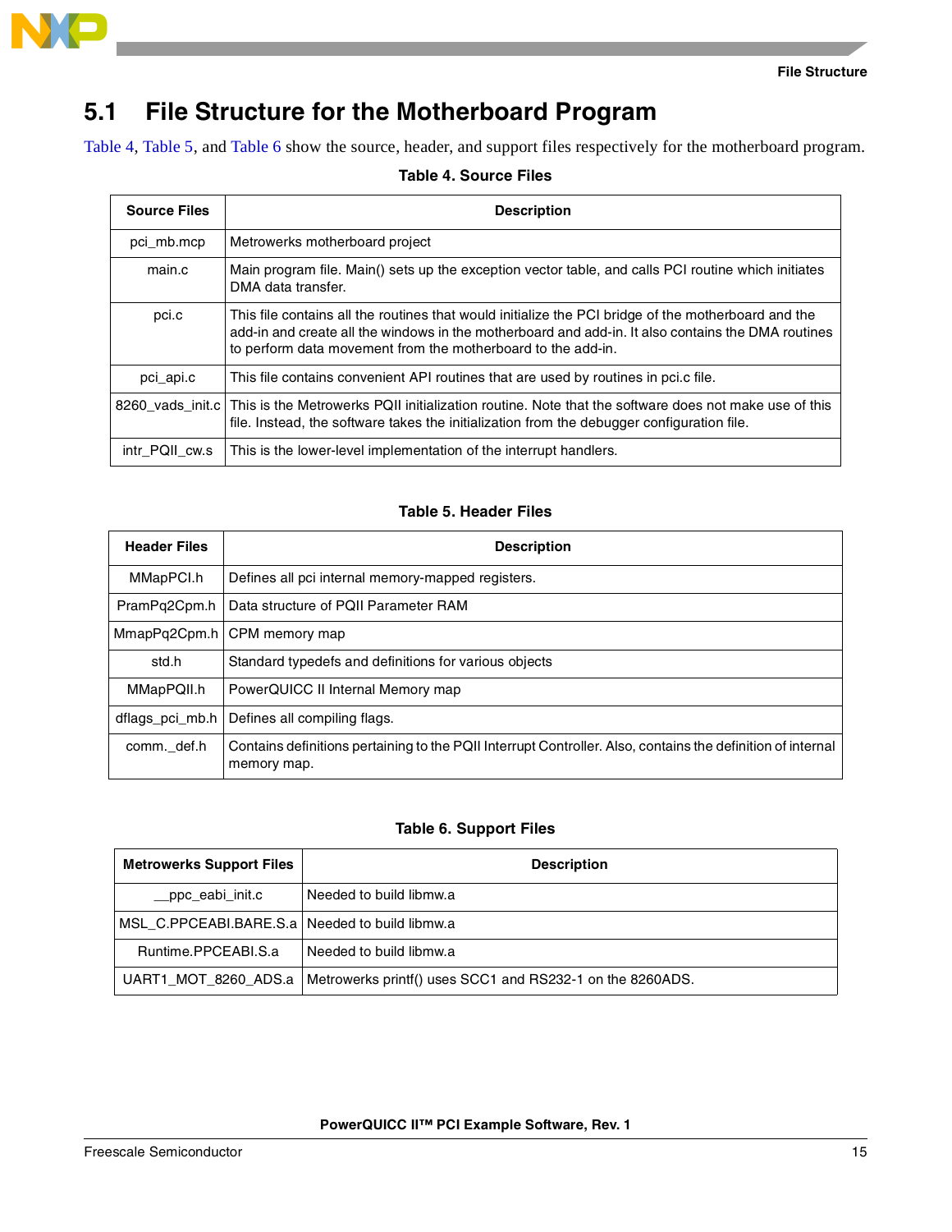## 5.1 File Structure for the Motherboard Program

Table 4, Table 5, and Table 6 show the source, header, and support files respectively for the motherboard program.

**Table 4. Source Files**

| Source Files | Description |
|---|---|
| pci_mb.mcp | Metrowerks motherboard project |
| main.c | Main program file. Main() sets up the exception vector table, and calls PCI routine which initiates DMA data transfer. |
| pci.c | This file contains all the routines that would initialize the PCI bridge of the motherboard and the add-in and create all the windows in the motherboard and add-in. It also contains the DMA routines to perform data movement from the motherboard to the add-in. |
| pci_api.c | This file contains convenient API routines that are used by routines in pci.c file. |
| 8260_vads_init.c | This is the Metrowerks PQII initialization routine. Note that the software does not make use of this file. Instead, the software takes the initialization from the debugger configuration file. |
| intr_PQII_cw.s | This is the lower-level implementation of the interrupt handlers. |

**Table 5. Header Files**

| Header Files | Description |
|---|---|
| MMapPCI.h | Defines all pci internal memory-mapped registers. |
| PramPq2Cpm.h | Data structure of PQII Parameter RAM |
| MmapPq2Cpm.h | CPM memory map |
| std.h | Standard typedefs and definitions for various objects |
| MMapPQII.h | PowerQUICC II Internal Memory map |
| dflags_pci_mb.h | Defines all compiling flags. |
| comm._def.h | Contains definitions pertaining to the PQII Interrupt Controller. Also, contains the definition of internal memory map. |

**Table 6. Support Files**

| Metrowerks Support Files | Description |
|---|---|
| __ppc_eabi_init.c | Needed to build libmw.a |
| MSL_C.PPCEABI.BARE.S.a | Needed to build libmw.a |
| Runtime.PPCEABI.S.a | Needed to build libmw.a |
| UART1_MOT_8260_ADS.a | Metrowerks printf() uses SCC1 and RS232-1 on the 8260ADS. |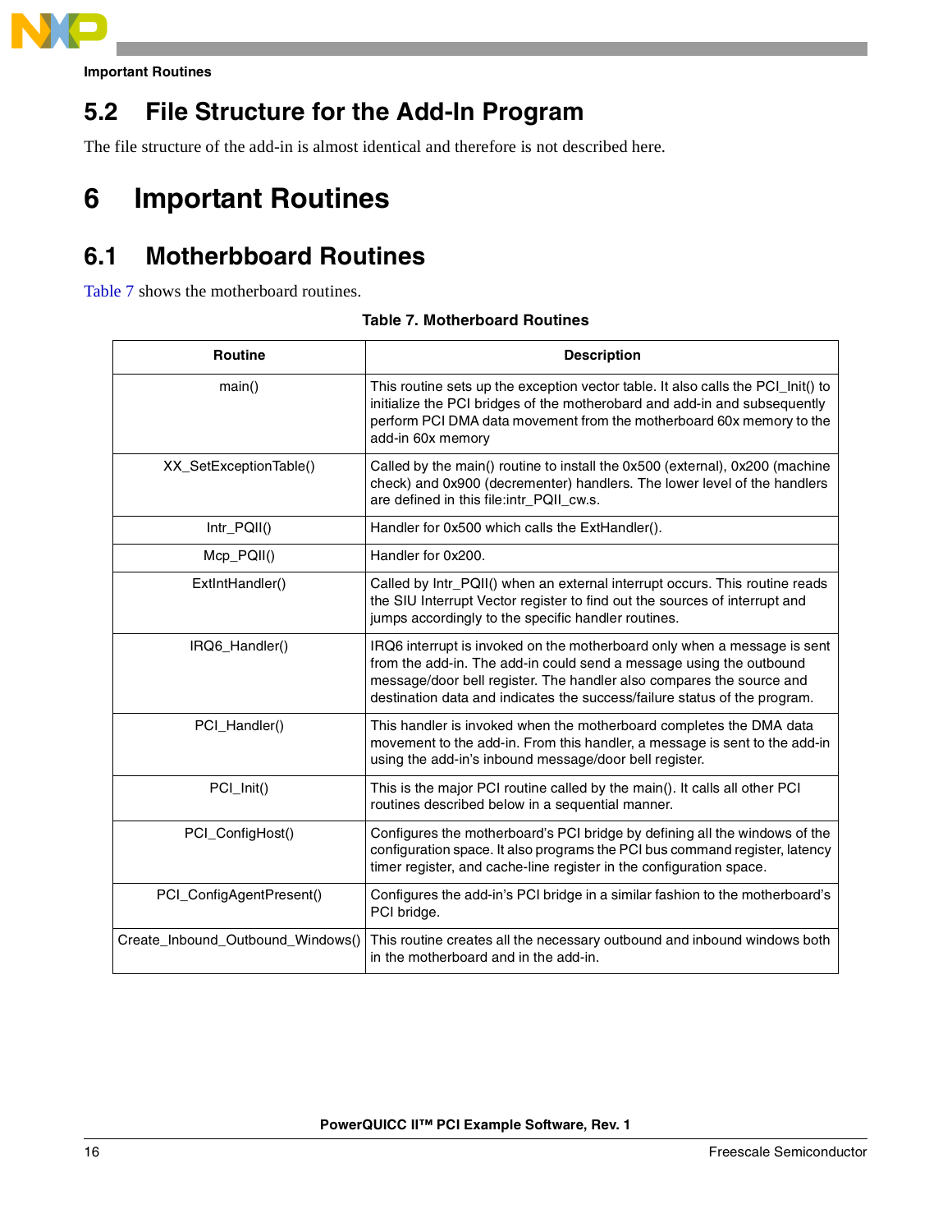## 5.2 File Structure for the Add-In Program

The file structure of the add-in is almost identical and therefore is not described here.

# 6 Important Routines

## 6.1 Motherbboard Routines

Table 7 shows the motherboard routines.

**Table 7. Motherboard Routines**

| Routine | Description |
|---|---|
| main() | This routine sets up the exception vector table. It also calls the PCI_Init() to initialize the PCI bridges of the motherobard and add-in and subsequently perform PCI DMA data movement from the motherboard 60x memory to the add-in 60x memory |
| XX_SetExceptionTable() | Called by the main() routine to install the 0x500 (external), 0x200 (machine check) and 0x900 (decrementer) handlers. The lower level of the handlers are defined in this file:intr_PQII_cw.s. |
| Intr_PQII() | Handler for 0x500 which calls the ExtHandler(). |
| Mcp_PQII() | Handler for 0x200. |
| ExtIntHandler() | Called by Intr_PQII() when an external interrupt occurs. This routine reads the SIU Interrupt Vector register to find out the sources of interrupt and jumps accordingly to the specific handler routines. |
| IRQ6_Handler() | IRQ6 interrupt is invoked on the motherboard only when a message is sent from the add-in. The add-in could send a message using the outbound message/door bell register. The handler also compares the source and destination data and indicates the success/failure status of the program. |
| PCI_Handler() | This handler is invoked when the motherboard completes the DMA data movement to the add-in. From this handler, a message is sent to the add-in using the add-in's inbound message/door bell register. |
| PCI_Init() | This is the major PCI routine called by the main(). It calls all other PCI routines described below in a sequential manner. |
| PCI_ConfigHost() | Configures the motherboard's PCI bridge by defining all the windows of the configuration space. It also programs the PCI bus command register, latency timer register, and cache-line register in the configuration space. |
| PCI_ConfigAgentPresent() | Configures the add-in's PCI bridge in a similar fashion to the motherboard's PCI bridge. |
| Create_Inbound_Outbound_Windows() | This routine creates all the necessary outbound and inbound windows both in the motherboard and in the add-in. |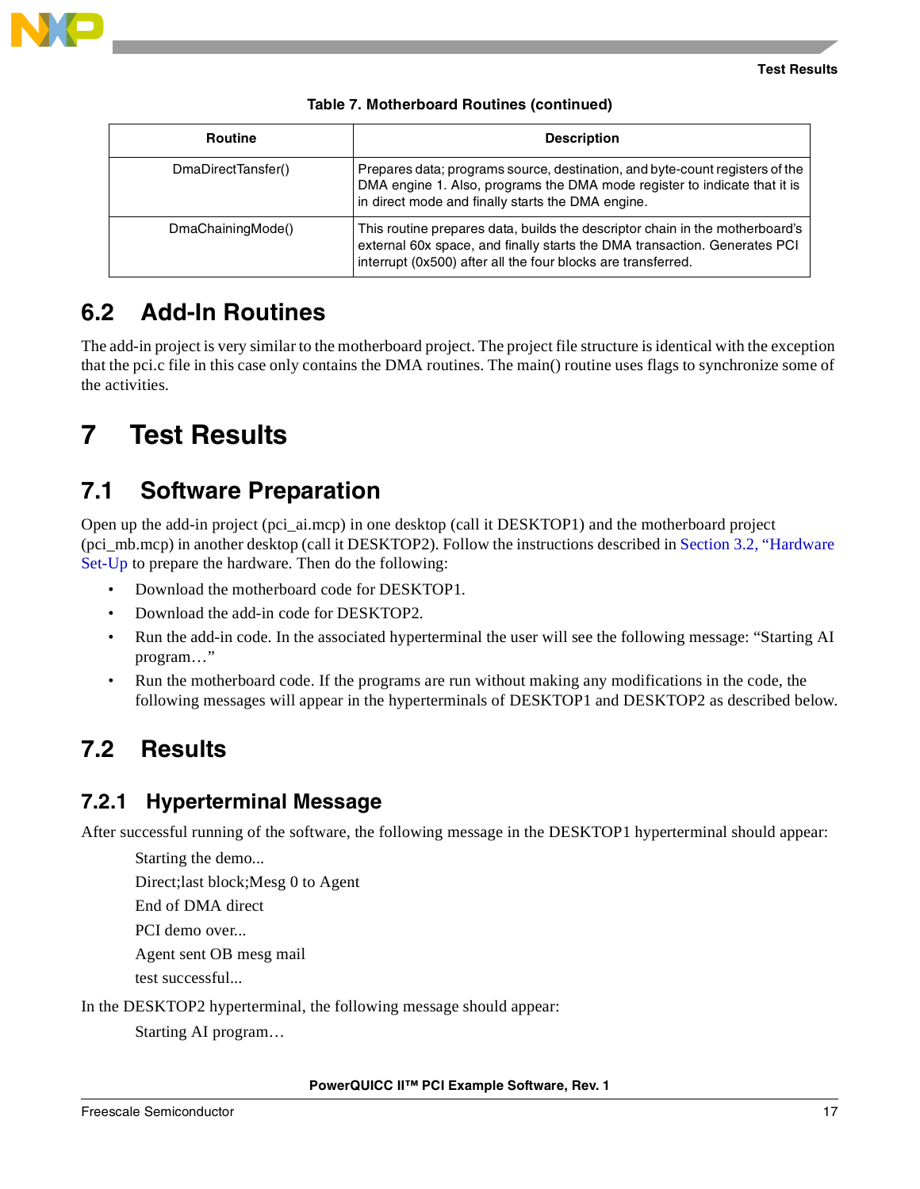**Table 7. Motherboard Routines (continued)**

| Routine | Description |
| --- | --- |
| DmaDirectTansfer() | Prepares data; programs source, destination, and byte-count registers of the DMA engine 1. Also, programs the DMA mode register to indicate that it is in direct mode and finally starts the DMA engine. |
| DmaChainingMode() | This routine prepares data, builds the descriptor chain in the motherboard's external 60x space, and finally starts the DMA transaction. Generates PCI interrupt (0x500) after all the four blocks are transferred. |

## 6.2 Add-In Routines

The add-in project is very similar to the motherboard project. The project file structure is identical with the exception that the pci.c file in this case only contains the DMA routines. The main() routine uses flags to synchronize some of the activities.

# 7 Test Results

## 7.1 Software Preparation

Open up the add-in project (pci_ai.mcp) in one desktop (call it DESKTOP1) and the motherboard project (pci_mb.mcp) in another desktop (call it DESKTOP2). Follow the instructions described in Section 3.2, "Hardware Set-Up to prepare the hardware. Then do the following:

- Download the motherboard code for DESKTOP1.
- Download the add-in code for DESKTOP2.
- Run the add-in code. In the associated hyperterminal the user will see the following message: "Starting AI program…"
- Run the motherboard code. If the programs are run without making any modifications in the code, the following messages will appear in the hyperterminals of DESKTOP1 and DESKTOP2 as described below.

## 7.2 Results

### 7.2.1 Hyperterminal Message

After successful running of the software, the following message in the DESKTOP1 hyperterminal should appear:

```
Starting the demo...
Direct;last block;Mesg 0 to Agent
End of DMA direct
PCI demo over...
Agent sent OB mesg mail
test successful...
```

In the DESKTOP2 hyperterminal, the following message should appear:

```
Starting AI program…
```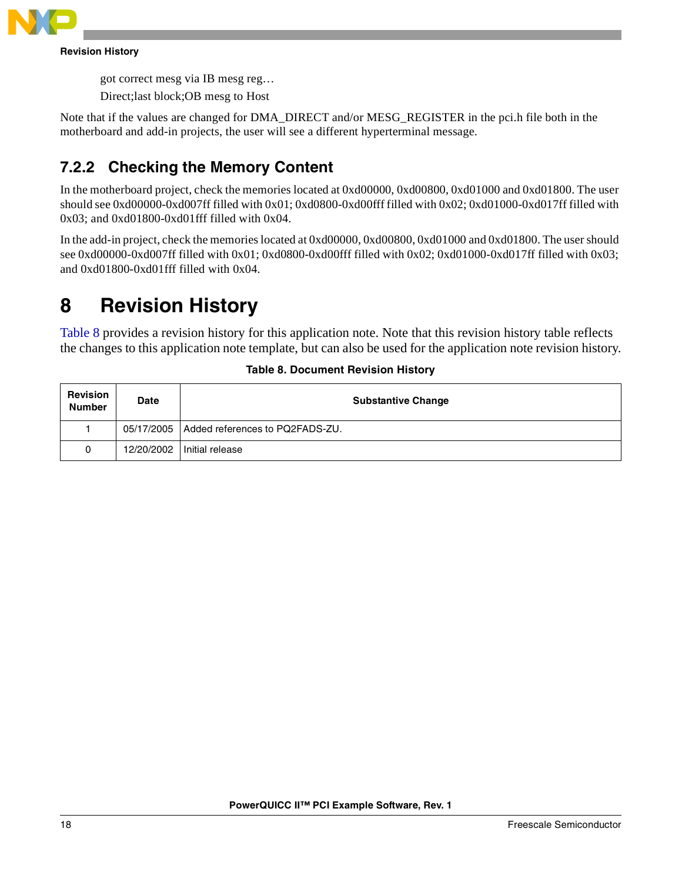got correct mesg via IB mesg reg…

Direct;last block;OB mesg to Host

Note that if the values are changed for DMA_DIRECT and/or MESG_REGISTER in the pci.h file both in the motherboard and add-in projects, the user will see a different hyperterminal message.

### 7.2.2 Checking the Memory Content

In the motherboard project, check the memories located at 0xd00000, 0xd00800, 0xd01000 and 0xd01800. The user should see 0xd00000-0xd007ff filled with 0x01; 0xd0800-0xd00fff filled with 0x02; 0xd01000-0xd017ff filled with 0x03; and 0xd01800-0xd01fff filled with 0x04.

In the add-in project, check the memories located at 0xd00000, 0xd00800, 0xd01000 and 0xd01800. The user should see 0xd00000-0xd007ff filled with 0x01; 0xd0800-0xd00fff filled with 0x02; 0xd01000-0xd017ff filled with 0x03; and 0xd01800-0xd01fff filled with 0x04.

# 8 Revision History

Table 8 provides a revision history for this application note. Note that this revision history table reflects the changes to this application note template, but can also be used for the application note revision history.

**Table 8. Document Revision History**

| Revision Number | Date | Substantive Change |
|---|---|---|
| 1 | 05/17/2005 | Added references to PQ2FADS-ZU. |
| 0 | 12/20/2002 | Initial release |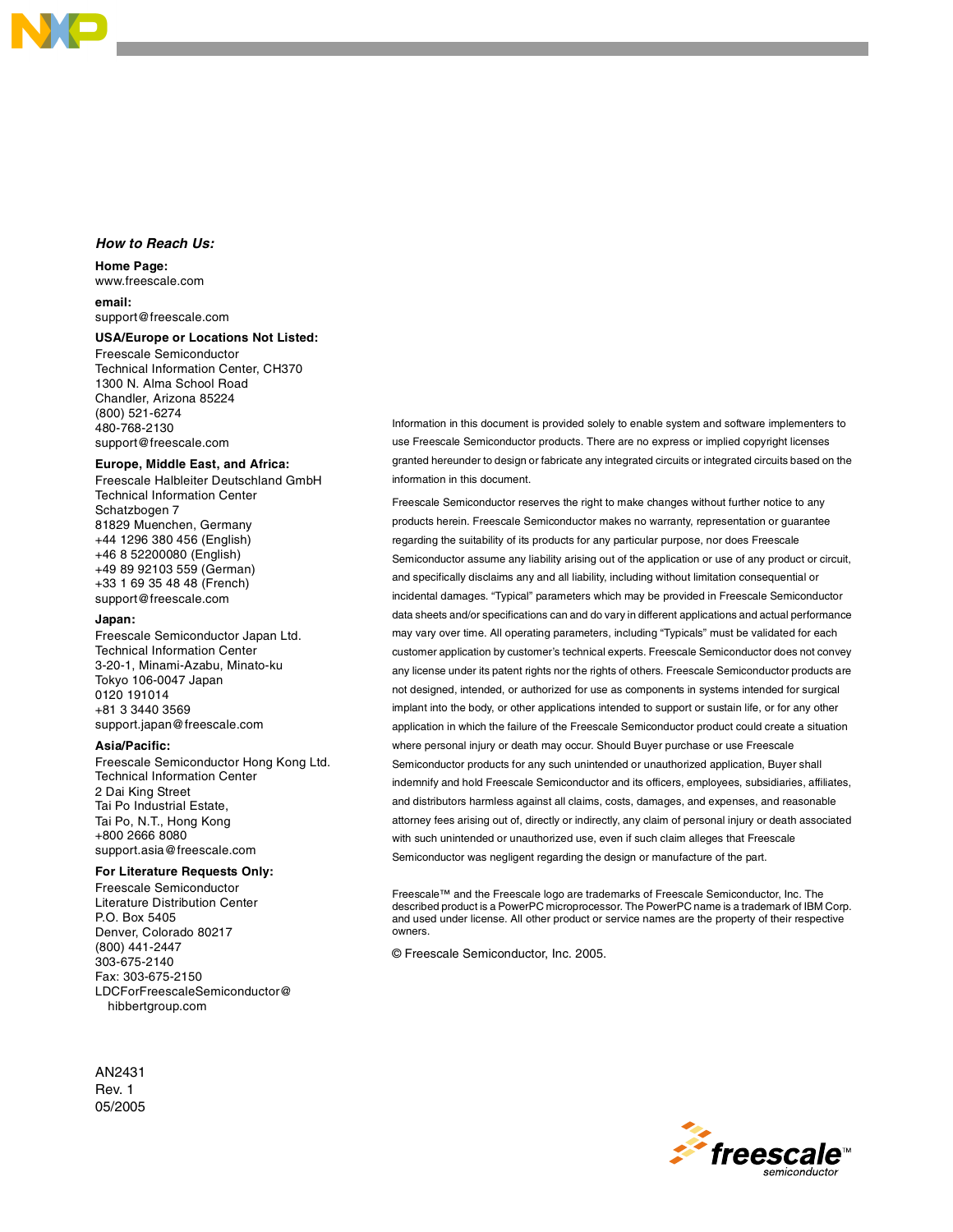*How to Reach Us:*

**Home Page:**
www.freescale.com

**email:**
support@freescale.com

**USA/Europe or Locations Not Listed:**
Freescale Semiconductor
Technical Information Center, CH370
1300 N. Alma School Road
Chandler, Arizona 85224
(800) 521-6274
480-768-2130
support@freescale.com

**Europe, Middle East, and Africa:**
Freescale Halbleiter Deutschland GmbH
Technical Information Center
Schatzbogen 7
81829 Muenchen, Germany
+44 1296 380 456 (English)
+46 8 52200080 (English)
+49 89 92103 559 (German)
+33 1 69 35 48 48 (French)
support@freescale.com

**Japan:**
Freescale Semiconductor Japan Ltd.
Technical Information Center
3-20-1, Minami-Azabu, Minato-ku
Tokyo 106-0047 Japan
0120 191014
+81 3 3440 3569
support.japan@freescale.com

**Asia/Pacific:**
Freescale Semiconductor Hong Kong Ltd.
Technical Information Center
2 Dai King Street
Tai Po Industrial Estate,
Tai Po, N.T., Hong Kong
+800 2666 8080
support.asia@freescale.com

**For Literature Requests Only:**
Freescale Semiconductor
Literature Distribution Center
P.O. Box 5405
Denver, Colorado 80217
(800) 441-2447
303-675-2140
Fax: 303-675-2150
LDCForFreescaleSemiconductor@
hibbertgroup.com

AN2431
Rev. 1
05/2005

Information in this document is provided solely to enable system and software implementers to use Freescale Semiconductor products. There are no express or implied copyright licenses granted hereunder to design or fabricate any integrated circuits or integrated circuits based on the information in this document.

Freescale Semiconductor reserves the right to make changes without further notice to any products herein. Freescale Semiconductor makes no warranty, representation or guarantee regarding the suitability of its products for any particular purpose, nor does Freescale Semiconductor assume any liability arising out of the application or use of any product or circuit, and specifically disclaims any and all liability, including without limitation consequential or incidental damages. "Typical" parameters which may be provided in Freescale Semiconductor data sheets and/or specifications can and do vary in different applications and actual performance may vary over time. All operating parameters, including "Typicals" must be validated for each customer application by customer's technical experts. Freescale Semiconductor does not convey any license under its patent rights nor the rights of others. Freescale Semiconductor products are not designed, intended, or authorized for use as components in systems intended for surgical implant into the body, or other applications intended to support or sustain life, or for any other application in which the failure of the Freescale Semiconductor product could create a situation where personal injury or death may occur. Should Buyer purchase or use Freescale Semiconductor products for any such unintended or unauthorized application, Buyer shall indemnify and hold Freescale Semiconductor and its officers, employees, subsidiaries, affiliates, and distributors harmless against all claims, costs, damages, and expenses, and reasonable attorney fees arising out of, directly or indirectly, any claim of personal injury or death associated with such unintended or unauthorized use, even if such claim alleges that Freescale Semiconductor was negligent regarding the design or manufacture of the part.

Freescale™ and the Freescale logo are trademarks of Freescale Semiconductor, Inc. The described product is a PowerPC microprocessor. The PowerPC name is a trademark of IBM Corp. and used under license. All other product or service names are the property of their respective owners.

© Freescale Semiconductor, Inc. 2005.